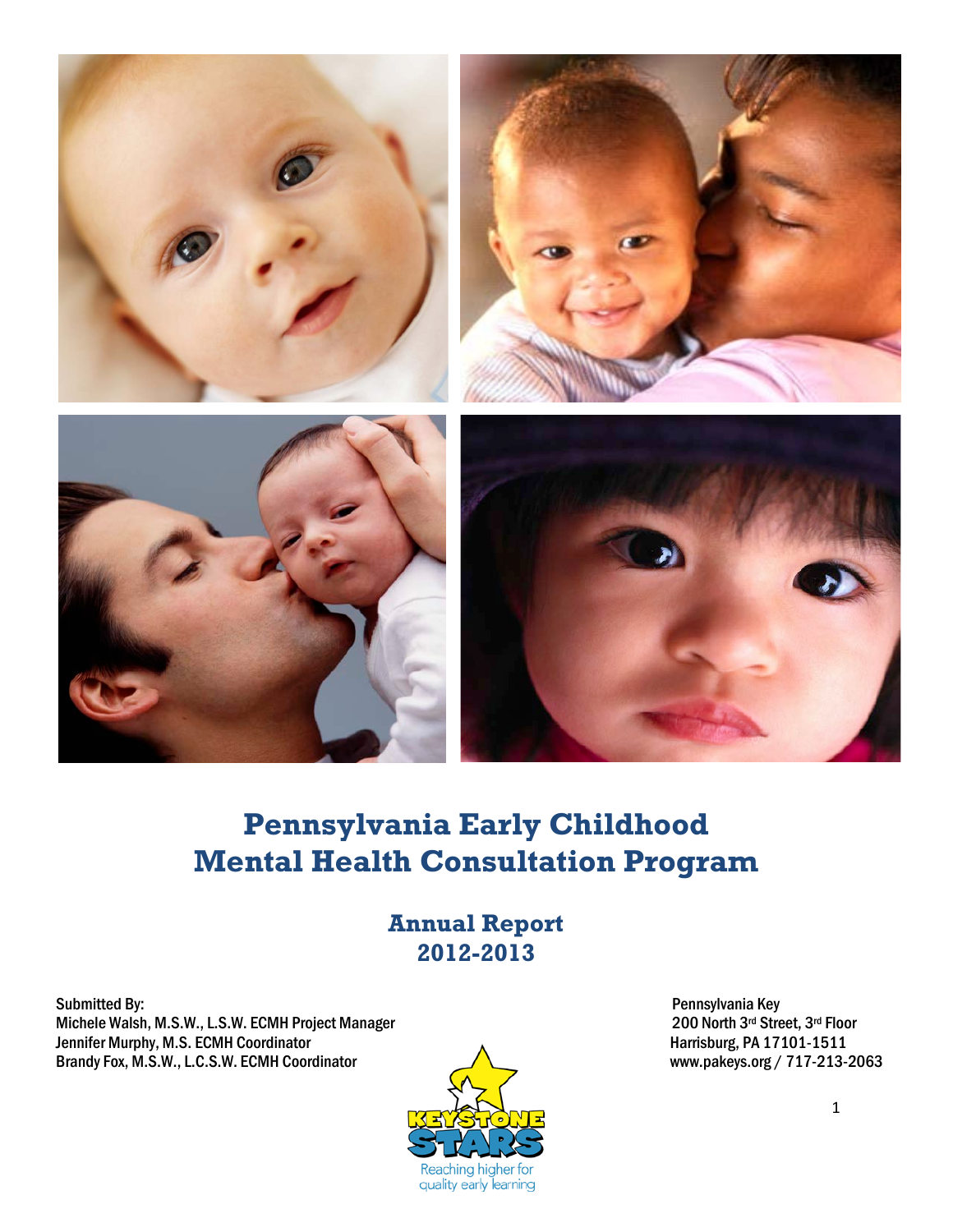# Pennsylvania Early Childhood Mental Health Consultation Program

## Annual Report 2012-2013

Submitted By:
Michele Walsh, M.S.W., L.S.W. ECMH Project Manager
Jennifer Murphy, M.S. ECMH Coordinator
Brandy Fox, M.S.W., L.C.S.W. ECMH Coordinator

Pennsylvania Key
200 North 3rd Street, 3rd Floor
Harrisburg, PA 17101-1511
www.pakeys.org / 717-213-2063

KEYSTONE STARS
Reaching higher for quality early learning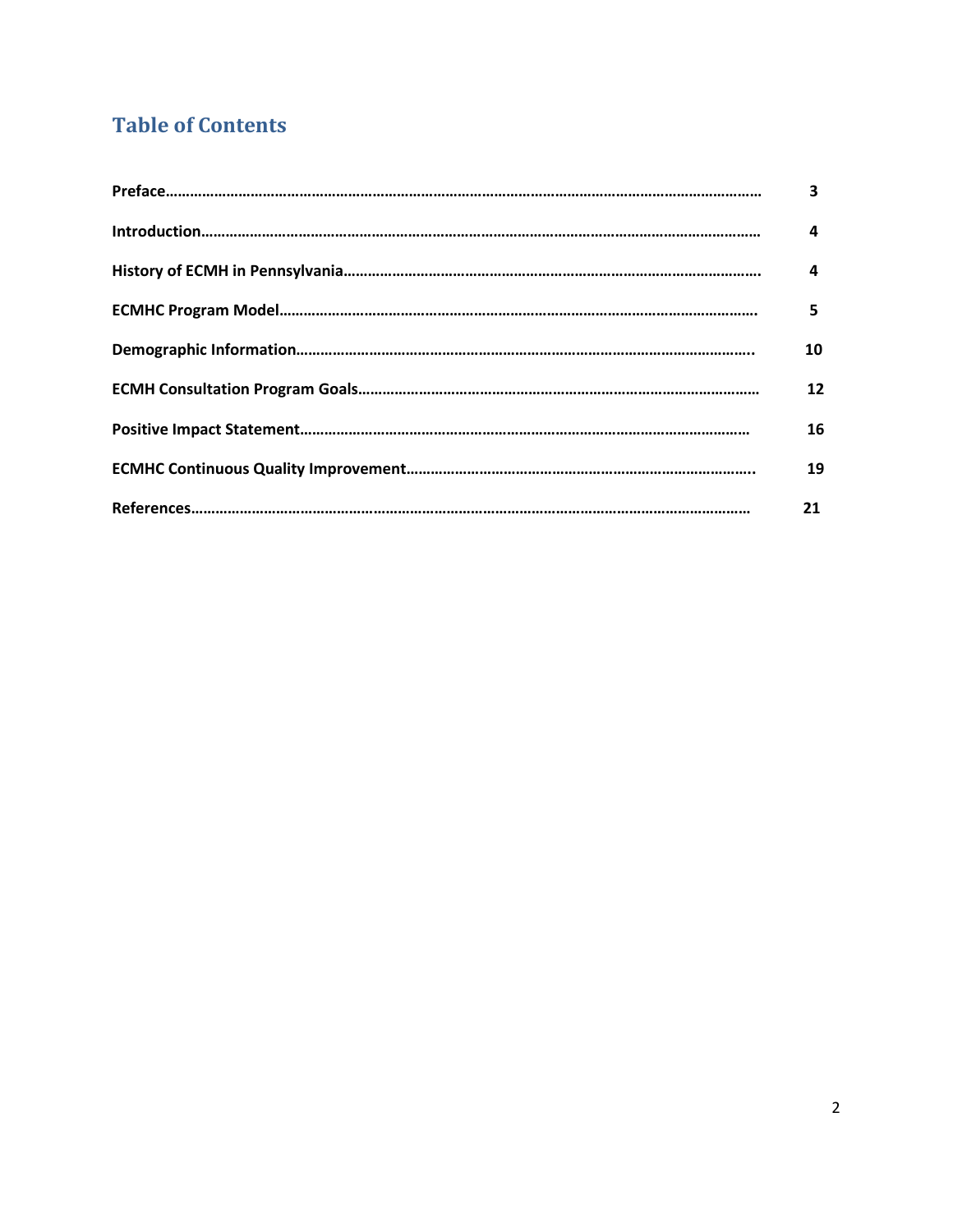# Table of Contents

| | |
|---|---|
| **Preface……………………………………………………………………………………………………………………………** | **3** |
| **Introduction…………………………………………………………………………………………………………………** | **4** |
| **History of ECMH in Pennsylvania……………………………………………………………………………………** | **4** |
| **ECMHC Program Model……………………………………………………………………………………………………** | **5** |
| **Demographic Information………………………………………………………………………………………………..** | **10** |
| **ECMH Consultation Program Goals……………………………………………………………………………………** | **12** |
| **Positive Impact Statement………………………………………………………………………………………………** | **16** |
| **ECMHC Continuous Quality Improvement…………………………………………………………………………..** | **19** |
| **References……………………………………………………………………………………………………………………** | **21** |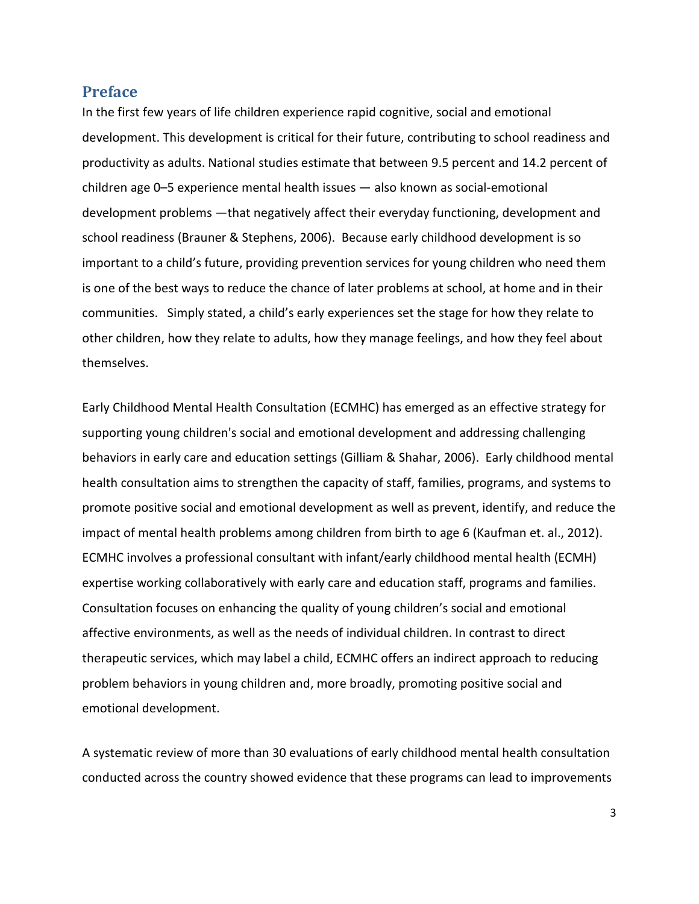## Preface

In the first few years of life children experience rapid cognitive, social and emotional development. This development is critical for their future, contributing to school readiness and productivity as adults. National studies estimate that between 9.5 percent and 14.2 percent of children age 0–5 experience mental health issues — also known as social-emotional development problems —that negatively affect their everyday functioning, development and school readiness (Brauner & Stephens, 2006). Because early childhood development is so important to a child's future, providing prevention services for young children who need them is one of the best ways to reduce the chance of later problems at school, at home and in their communities. Simply stated, a child's early experiences set the stage for how they relate to other children, how they relate to adults, how they manage feelings, and how they feel about themselves.

Early Childhood Mental Health Consultation (ECMHC) has emerged as an effective strategy for supporting young children's social and emotional development and addressing challenging behaviors in early care and education settings (Gilliam & Shahar, 2006). Early childhood mental health consultation aims to strengthen the capacity of staff, families, programs, and systems to promote positive social and emotional development as well as prevent, identify, and reduce the impact of mental health problems among children from birth to age 6 (Kaufman et. al., 2012). ECMHC involves a professional consultant with infant/early childhood mental health (ECMH) expertise working collaboratively with early care and education staff, programs and families. Consultation focuses on enhancing the quality of young children's social and emotional affective environments, as well as the needs of individual children. In contrast to direct therapeutic services, which may label a child, ECMHC offers an indirect approach to reducing problem behaviors in young children and, more broadly, promoting positive social and emotional development.

A systematic review of more than 30 evaluations of early childhood mental health consultation conducted across the country showed evidence that these programs can lead to improvements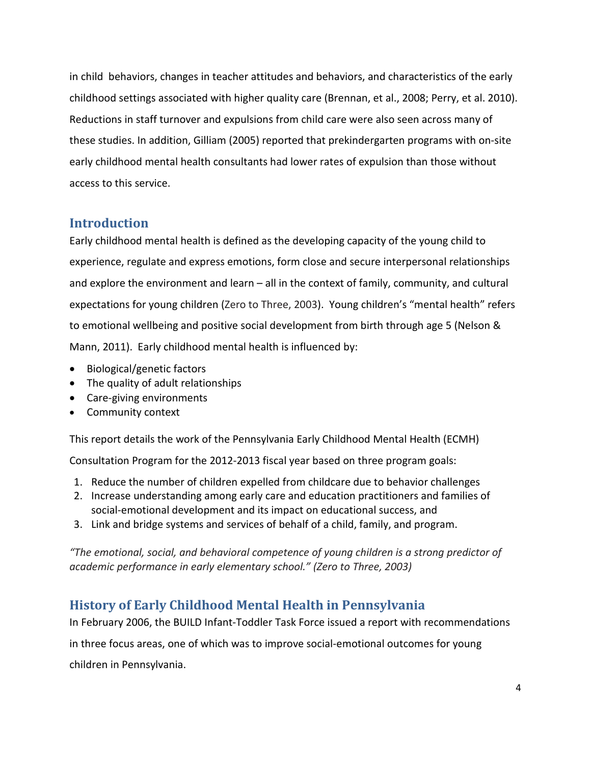in child behaviors, changes in teacher attitudes and behaviors, and characteristics of the early childhood settings associated with higher quality care (Brennan, et al., 2008; Perry, et al. 2010). Reductions in staff turnover and expulsions from child care were also seen across many of these studies. In addition, Gilliam (2005) reported that prekindergarten programs with on-site early childhood mental health consultants had lower rates of expulsion than those without access to this service.

## Introduction

Early childhood mental health is defined as the developing capacity of the young child to experience, regulate and express emotions, form close and secure interpersonal relationships and explore the environment and learn – all in the context of family, community, and cultural expectations for young children (Zero to Three, 2003). Young children's "mental health" refers to emotional wellbeing and positive social development from birth through age 5 (Nelson & Mann, 2011). Early childhood mental health is influenced by:

- Biological/genetic factors
- The quality of adult relationships
- Care-giving environments
- Community context

This report details the work of the Pennsylvania Early Childhood Mental Health (ECMH) Consultation Program for the 2012-2013 fiscal year based on three program goals:

1. Reduce the number of children expelled from childcare due to behavior challenges
2. Increase understanding among early care and education practitioners and families of social-emotional development and its impact on educational success, and
3. Link and bridge systems and services of behalf of a child, family, and program.

*"The emotional, social, and behavioral competence of young children is a strong predictor of academic performance in early elementary school." (Zero to Three, 2003)*

## History of Early Childhood Mental Health in Pennsylvania

In February 2006, the BUILD Infant-Toddler Task Force issued a report with recommendations in three focus areas, one of which was to improve social-emotional outcomes for young children in Pennsylvania.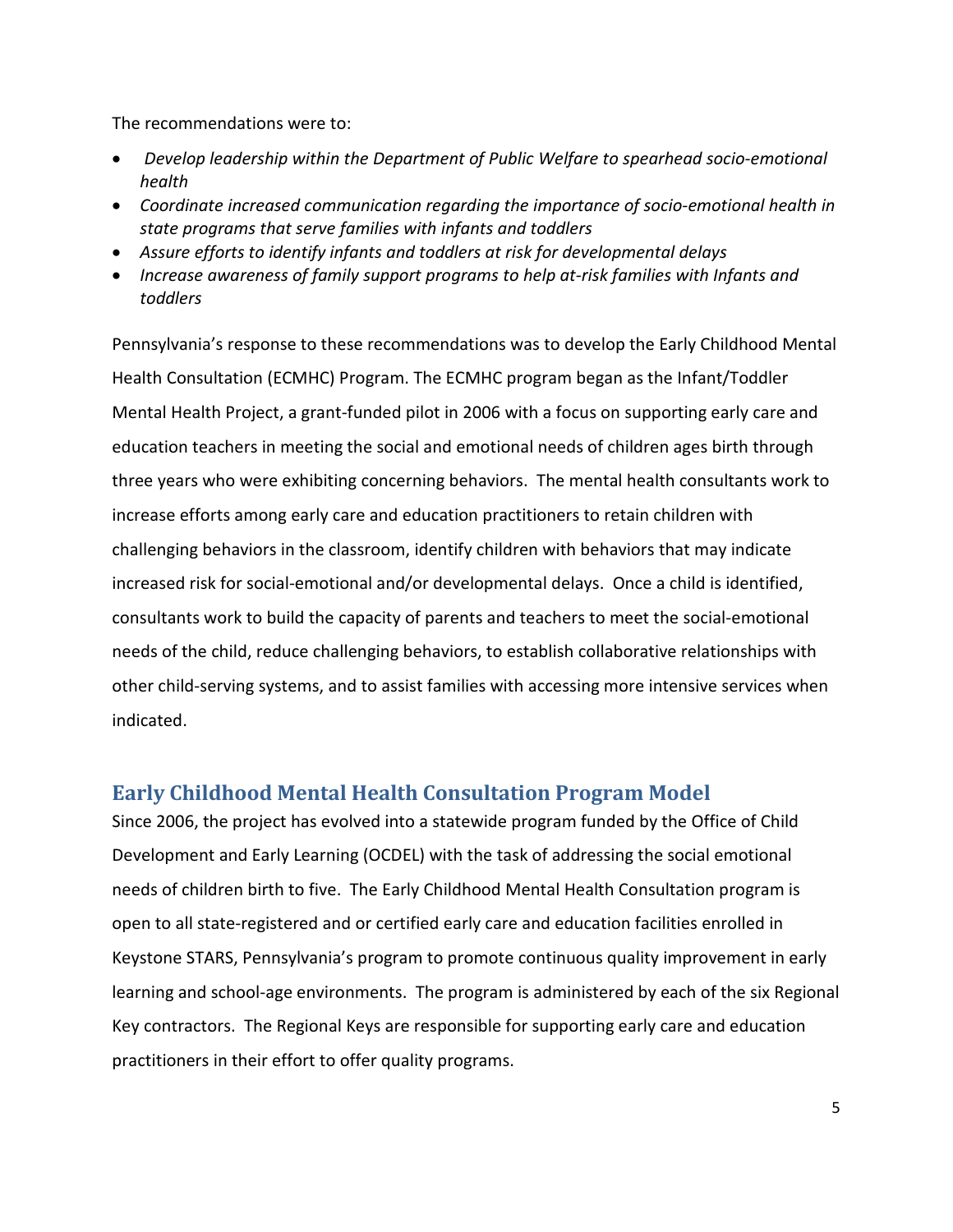The recommendations were to:

- *Develop leadership within the Department of Public Welfare to spearhead socio-emotional health*
- *Coordinate increased communication regarding the importance of socio-emotional health in state programs that serve families with infants and toddlers*
- *Assure efforts to identify infants and toddlers at risk for developmental delays*
- *Increase awareness of family support programs to help at-risk families with Infants and toddlers*

Pennsylvania's response to these recommendations was to develop the Early Childhood Mental Health Consultation (ECMHC) Program. The ECMHC program began as the Infant/Toddler Mental Health Project, a grant-funded pilot in 2006 with a focus on supporting early care and education teachers in meeting the social and emotional needs of children ages birth through three years who were exhibiting concerning behaviors. The mental health consultants work to increase efforts among early care and education practitioners to retain children with challenging behaviors in the classroom, identify children with behaviors that may indicate increased risk for social-emotional and/or developmental delays. Once a child is identified, consultants work to build the capacity of parents and teachers to meet the social-emotional needs of the child, reduce challenging behaviors, to establish collaborative relationships with other child-serving systems, and to assist families with accessing more intensive services when indicated.

## Early Childhood Mental Health Consultation Program Model

Since 2006, the project has evolved into a statewide program funded by the Office of Child Development and Early Learning (OCDEL) with the task of addressing the social emotional needs of children birth to five. The Early Childhood Mental Health Consultation program is open to all state-registered and or certified early care and education facilities enrolled in Keystone STARS, Pennsylvania's program to promote continuous quality improvement in early learning and school-age environments. The program is administered by each of the six Regional Key contractors. The Regional Keys are responsible for supporting early care and education practitioners in their effort to offer quality programs.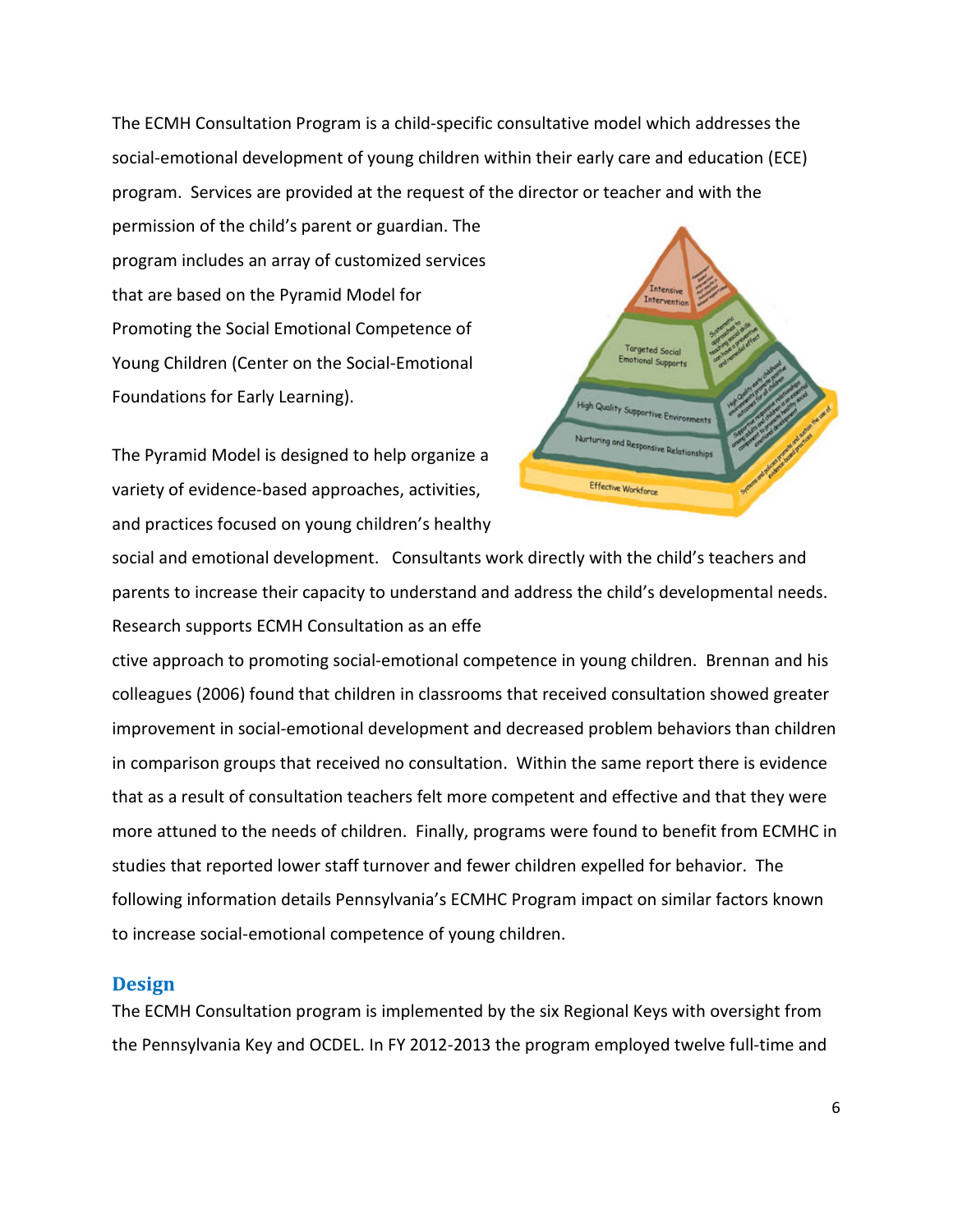The ECMH Consultation Program is a child-specific consultative model which addresses the social-emotional development of young children within their early care and education (ECE) program. Services are provided at the request of the director or teacher and with the permission of the child's parent or guardian. The program includes an array of customized services that are based on the Pyramid Model for Promoting the Social Emotional Competence of Young Children (Center on the Social-Emotional Foundations for Early Learning).

The Pyramid Model is designed to help organize a variety of evidence-based approaches, activities, and practices focused on young children's healthy social and emotional development. Consultants work directly with the child's teachers and parents to increase their capacity to understand and address the child's developmental needs. Research supports ECMH Consultation as an effe

ctive approach to promoting social-emotional competence in young children. Brennan and his colleagues (2006) found that children in classrooms that received consultation showed greater improvement in social-emotional development and decreased problem behaviors than children in comparison groups that received no consultation. Within the same report there is evidence that as a result of consultation teachers felt more competent and effective and that they were more attuned to the needs of children. Finally, programs were found to benefit from ECMHC in studies that reported lower staff turnover and fewer children expelled for behavior. The following information details Pennsylvania's ECMHC Program impact on similar factors known to increase social-emotional competence of young children.

## Design

The ECMH Consultation program is implemented by the six Regional Keys with oversight from the Pennsylvania Key and OCDEL. In FY 2012-2013 the program employed twelve full-time and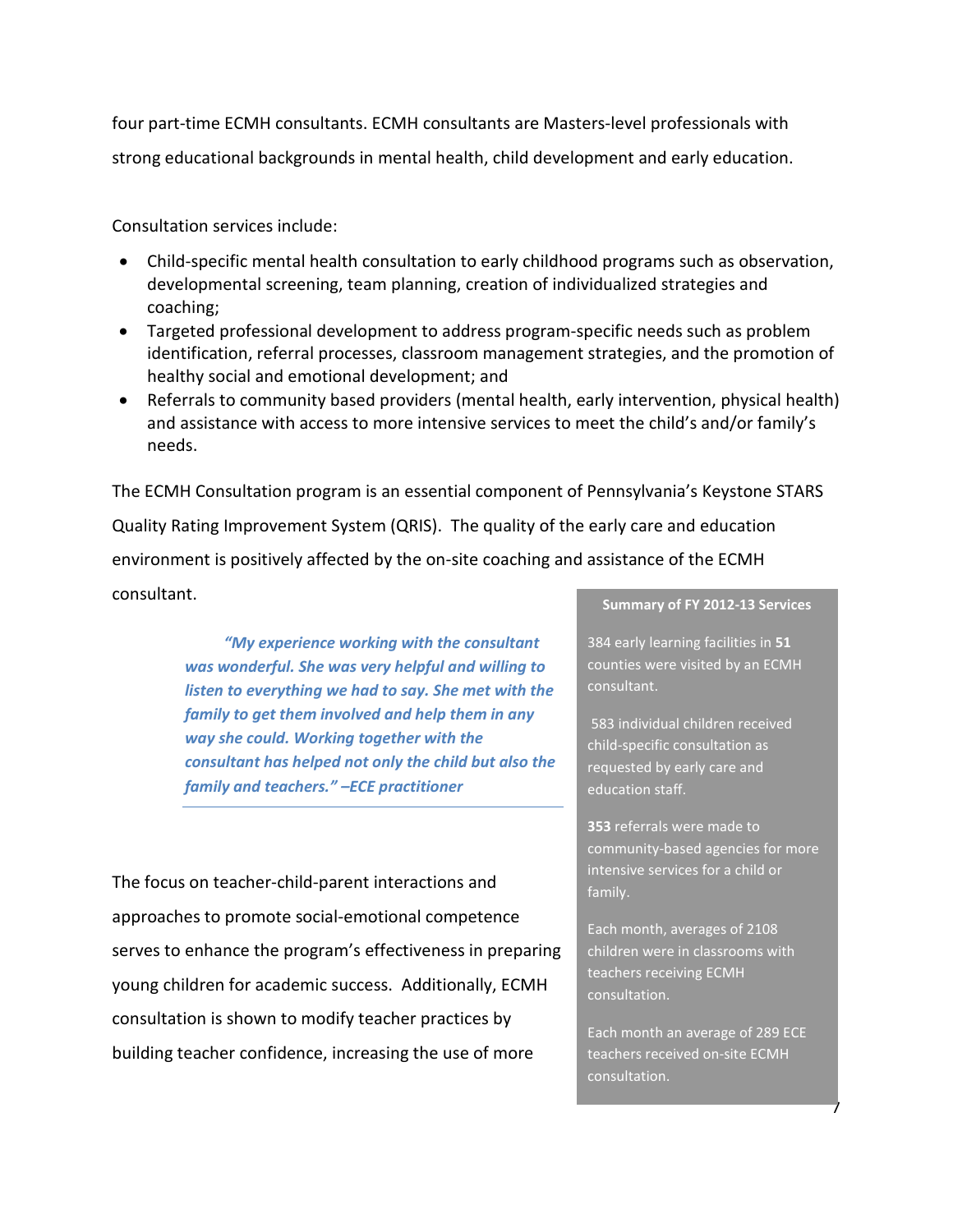four part-time ECMH consultants. ECMH consultants are Masters-level professionals with strong educational backgrounds in mental health, child development and early education.

Consultation services include:

- Child-specific mental health consultation to early childhood programs such as observation, developmental screening, team planning, creation of individualized strategies and coaching;
- Targeted professional development to address program-specific needs such as problem identification, referral processes, classroom management strategies, and the promotion of healthy social and emotional development; and
- Referrals to community based providers (mental health, early intervention, physical health) and assistance with access to more intensive services to meet the child's and/or family's needs.

The ECMH Consultation program is an essential component of Pennsylvania's Keystone STARS Quality Rating Improvement System (QRIS). The quality of the early care and education environment is positively affected by the on-site coaching and assistance of the ECMH consultant.

> ***"My experience working with the consultant was wonderful. She was very helpful and willing to listen to everything we had to say. She met with the family to get them involved and help them in any way she could. Working together with the consultant has helped not only the child but also the family and teachers." –ECE practitioner***

**Summary of FY 2012-13 Services**

384 early learning facilities in **51** counties were visited by an ECMH consultant.

583 individual children received child-specific consultation as requested by early care and education staff.

**353** referrals were made to community-based agencies for more intensive services for a child or family.

Each month, averages of 2108 children were in classrooms with teachers receiving ECMH consultation.

Each month an average of 289 ECE teachers received on-site ECMH consultation.

The focus on teacher-child-parent interactions and approaches to promote social-emotional competence serves to enhance the program's effectiveness in preparing young children for academic success. Additionally, ECMH consultation is shown to modify teacher practices by building teacher confidence, increasing the use of more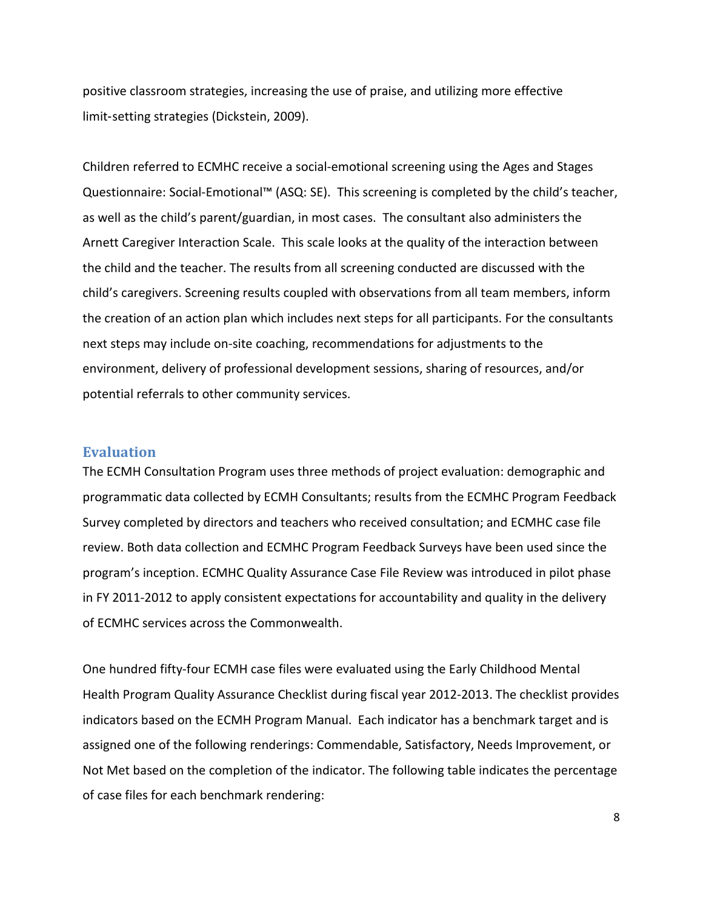positive classroom strategies, increasing the use of praise, and utilizing more effective limit-setting strategies (Dickstein, 2009).

Children referred to ECMHC receive a social-emotional screening using the Ages and Stages Questionnaire: Social-Emotional™ (ASQ: SE). This screening is completed by the child's teacher, as well as the child's parent/guardian, in most cases. The consultant also administers the Arnett Caregiver Interaction Scale. This scale looks at the quality of the interaction between the child and the teacher. The results from all screening conducted are discussed with the child's caregivers. Screening results coupled with observations from all team members, inform the creation of an action plan which includes next steps for all participants. For the consultants next steps may include on-site coaching, recommendations for adjustments to the environment, delivery of professional development sessions, sharing of resources, and/or potential referrals to other community services.

## Evaluation

The ECMH Consultation Program uses three methods of project evaluation: demographic and programmatic data collected by ECMH Consultants; results from the ECMHC Program Feedback Survey completed by directors and teachers who received consultation; and ECMHC case file review. Both data collection and ECMHC Program Feedback Surveys have been used since the program's inception. ECMHC Quality Assurance Case File Review was introduced in pilot phase in FY 2011-2012 to apply consistent expectations for accountability and quality in the delivery of ECMHC services across the Commonwealth.

One hundred fifty-four ECMH case files were evaluated using the Early Childhood Mental Health Program Quality Assurance Checklist during fiscal year 2012-2013. The checklist provides indicators based on the ECMH Program Manual. Each indicator has a benchmark target and is assigned one of the following renderings: Commendable, Satisfactory, Needs Improvement, or Not Met based on the completion of the indicator. The following table indicates the percentage of case files for each benchmark rendering: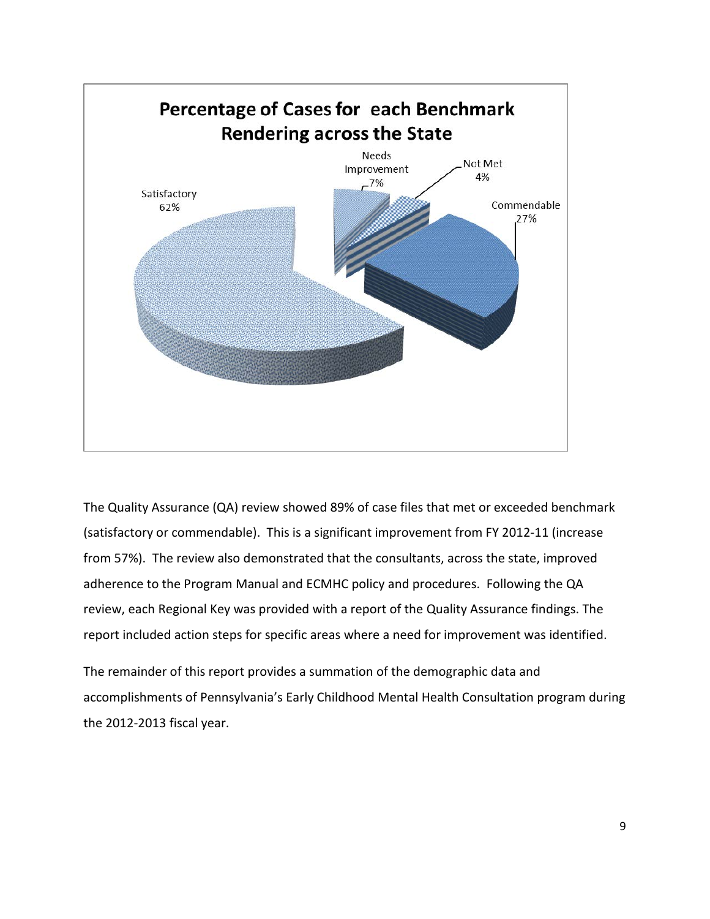**Percentage of Cases for each Benchmark Rendering across the State**

Satisfactory 62%

Needs Improvement 7%

Not Met 4%

Commendable 27%

The Quality Assurance (QA) review showed 89% of case files that met or exceeded benchmark (satisfactory or commendable). This is a significant improvement from FY 2012-11 (increase from 57%). The review also demonstrated that the consultants, across the state, improved adherence to the Program Manual and ECMHC policy and procedures. Following the QA review, each Regional Key was provided with a report of the Quality Assurance findings. The report included action steps for specific areas where a need for improvement was identified.

The remainder of this report provides a summation of the demographic data and accomplishments of Pennsylvania's Early Childhood Mental Health Consultation program during the 2012-2013 fiscal year.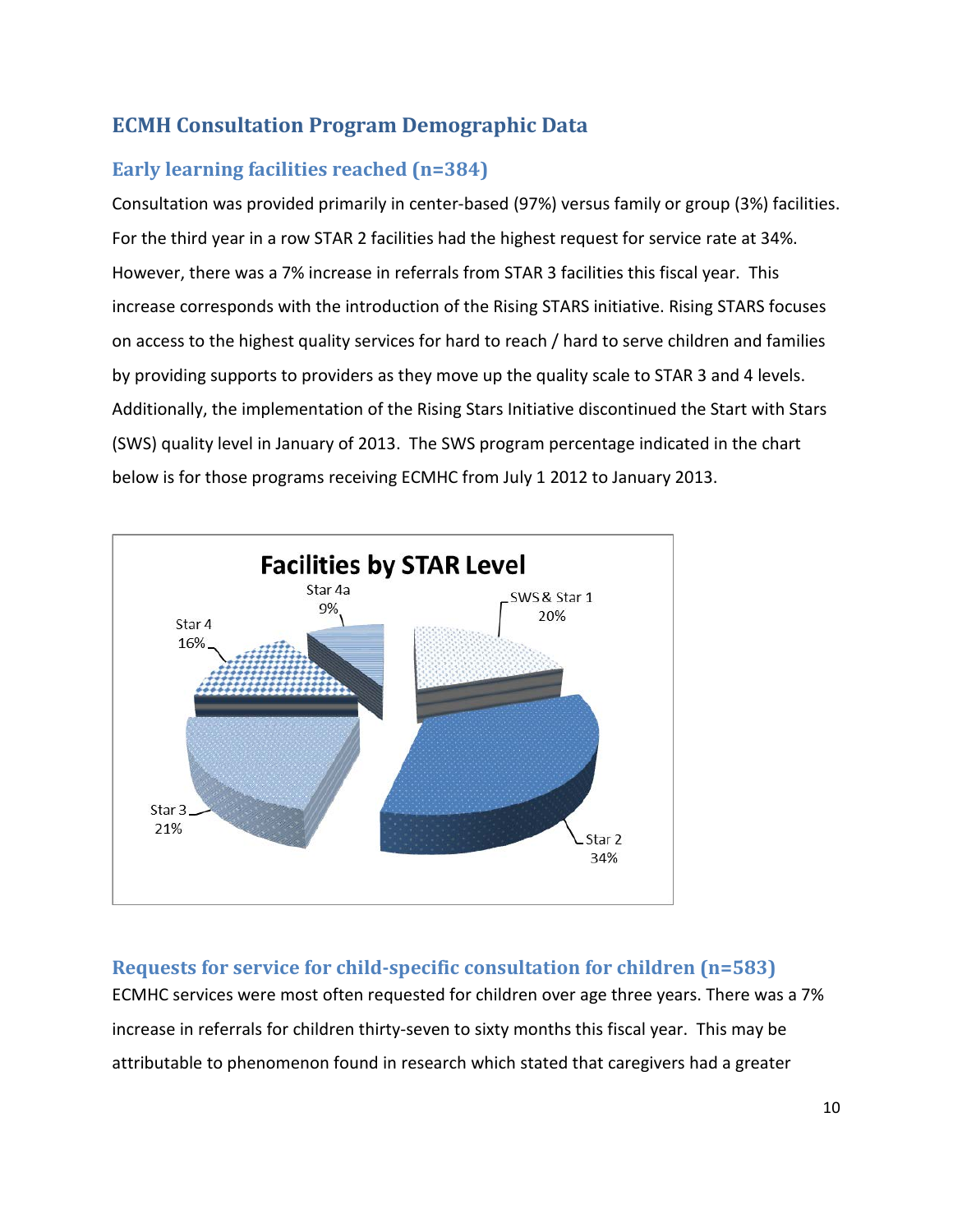## ECMH Consultation Program Demographic Data

### Early learning facilities reached (n=384)

Consultation was provided primarily in center-based (97%) versus family or group (3%) facilities. For the third year in a row STAR 2 facilities had the highest request for service rate at 34%. However, there was a 7% increase in referrals from STAR 3 facilities this fiscal year. This increase corresponds with the introduction of the Rising STARS initiative. Rising STARS focuses on access to the highest quality services for hard to reach / hard to serve children and families by providing supports to providers as they move up the quality scale to STAR 3 and 4 levels. Additionally, the implementation of the Rising Stars Initiative discontinued the Start with Stars (SWS) quality level in January of 2013. The SWS program percentage indicated in the chart below is for those programs receiving ECMHC from July 1 2012 to January 2013.

**Facilities by STAR Level**

| STAR Level | Percent |
|---|---|
| SWS & Star 1 | 20% |
| Star 2 | 34% |
| Star 3 | 21% |
| Star 4 | 16% |
| Star 4a | 9% |

### Requests for service for child-specific consultation for children (n=583)

ECMHC services were most often requested for children over age three years. There was a 7% increase in referrals for children thirty-seven to sixty months this fiscal year. This may be attributable to phenomenon found in research which stated that caregivers had a greater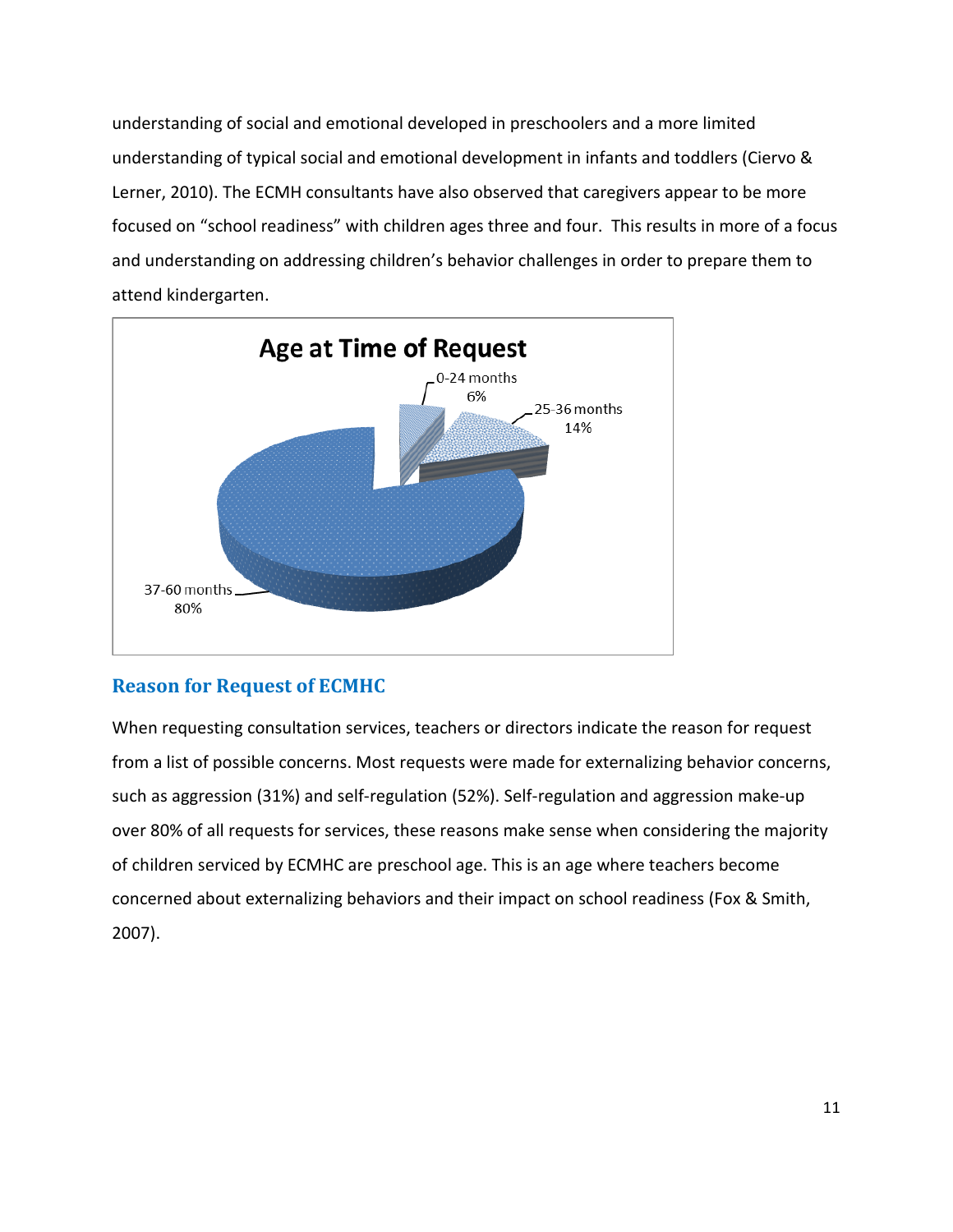understanding of social and emotional developed in preschoolers and a more limited understanding of typical social and emotional development in infants and toddlers (Ciervo & Lerner, 2010). The ECMH consultants have also observed that caregivers appear to be more focused on "school readiness" with children ages three and four. This results in more of a focus and understanding on addressing children's behavior challenges in order to prepare them to attend kindergarten.

**Age at Time of Request**

| Age | Percent |
|---|---|
| 0-24 months | 6% |
| 25-36 months | 14% |
| 37-60 months | 80% |

## Reason for Request of ECMHC

When requesting consultation services, teachers or directors indicate the reason for request from a list of possible concerns. Most requests were made for externalizing behavior concerns, such as aggression (31%) and self-regulation (52%). Self-regulation and aggression make-up over 80% of all requests for services, these reasons make sense when considering the majority of children serviced by ECMHC are preschool age. This is an age where teachers become concerned about externalizing behaviors and their impact on school readiness (Fox & Smith, 2007).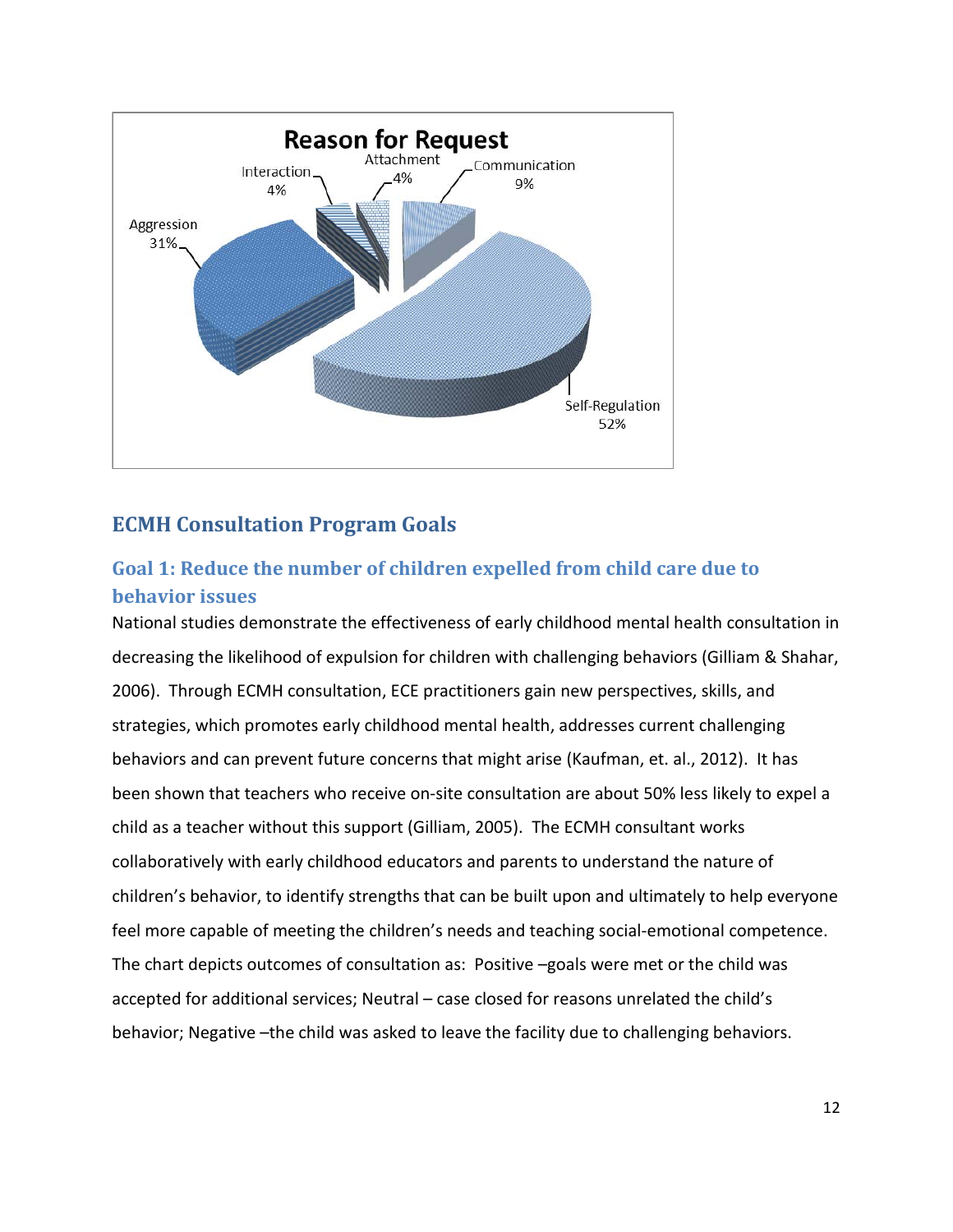**Reason for Request**

| Reason | Percentage |
|---|---|
| Self-Regulation | 52% |
| Aggression | 31% |
| Interaction | 4% |
| Attachment | 4% |
| Communication | 9% |

## ECMH Consultation Program Goals

### Goal 1: Reduce the number of children expelled from child care due to behavior issues

National studies demonstrate the effectiveness of early childhood mental health consultation in decreasing the likelihood of expulsion for children with challenging behaviors (Gilliam & Shahar, 2006). Through ECMH consultation, ECE practitioners gain new perspectives, skills, and strategies, which promotes early childhood mental health, addresses current challenging behaviors and can prevent future concerns that might arise (Kaufman, et. al., 2012). It has been shown that teachers who receive on-site consultation are about 50% less likely to expel a child as a teacher without this support (Gilliam, 2005). The ECMH consultant works collaboratively with early childhood educators and parents to understand the nature of children's behavior, to identify strengths that can be built upon and ultimately to help everyone feel more capable of meeting the children's needs and teaching social-emotional competence. The chart depicts outcomes of consultation as: Positive –goals were met or the child was accepted for additional services; Neutral – case closed for reasons unrelated the child's behavior; Negative –the child was asked to leave the facility due to challenging behaviors.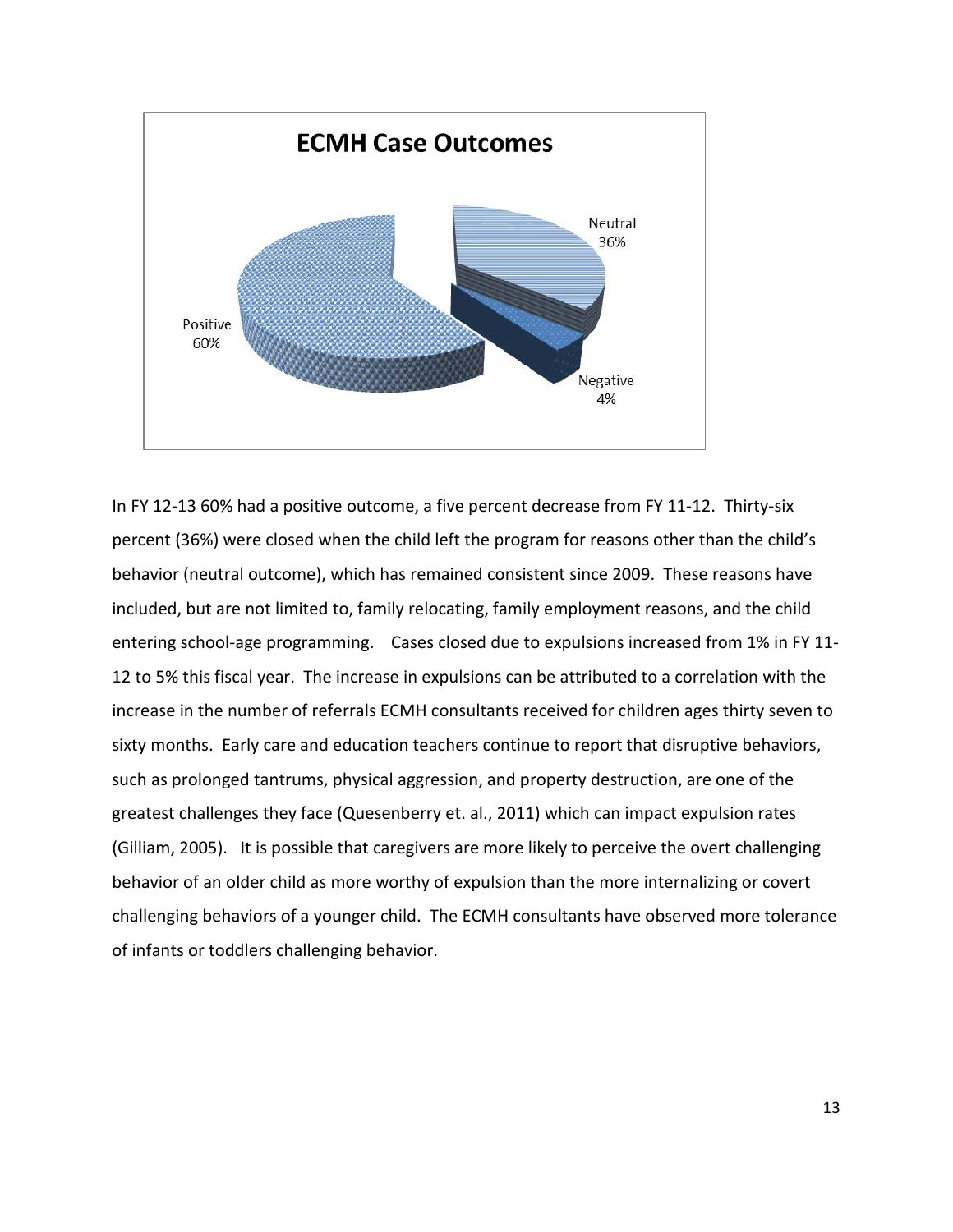**ECMH Case Outcomes**

Neutral 36%

Positive 60%

Negative 4%

In FY 12-13 60% had a positive outcome, a five percent decrease from FY 11-12. Thirty-six percent (36%) were closed when the child left the program for reasons other than the child's behavior (neutral outcome), which has remained consistent since 2009. These reasons have included, but are not limited to, family relocating, family employment reasons, and the child entering school-age programming. Cases closed due to expulsions increased from 1% in FY 11-12 to 5% this fiscal year. The increase in expulsions can be attributed to a correlation with the increase in the number of referrals ECMH consultants received for children ages thirty seven to sixty months. Early care and education teachers continue to report that disruptive behaviors, such as prolonged tantrums, physical aggression, and property destruction, are one of the greatest challenges they face (Quesenberry et. al., 2011) which can impact expulsion rates (Gilliam, 2005). It is possible that caregivers are more likely to perceive the overt challenging behavior of an older child as more worthy of expulsion than the more internalizing or covert challenging behaviors of a younger child. The ECMH consultants have observed more tolerance of infants or toddlers challenging behavior.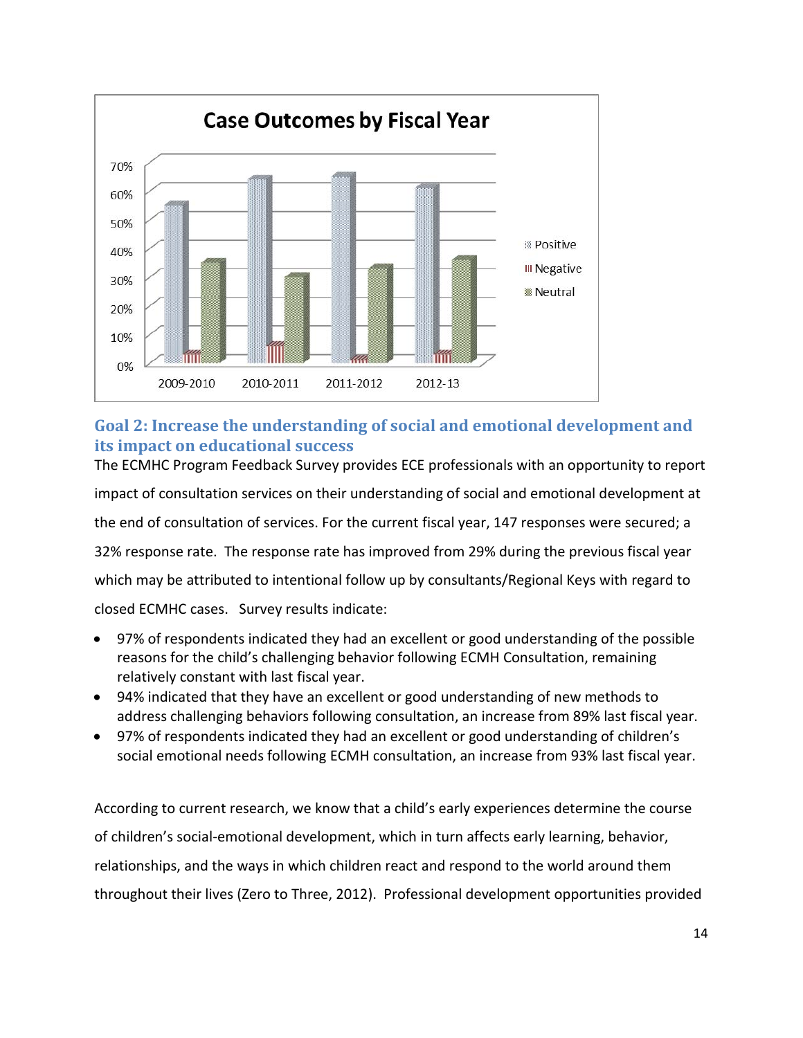Case Outcomes by Fiscal Year

## Goal 2: Increase the understanding of social and emotional development and its impact on educational success

The ECMHC Program Feedback Survey provides ECE professionals with an opportunity to report impact of consultation services on their understanding of social and emotional development at the end of consultation of services. For the current fiscal year, 147 responses were secured; a 32% response rate. The response rate has improved from 29% during the previous fiscal year which may be attributed to intentional follow up by consultants/Regional Keys with regard to closed ECMHC cases. Survey results indicate:

- 97% of respondents indicated they had an excellent or good understanding of the possible reasons for the child's challenging behavior following ECMH Consultation, remaining relatively constant with last fiscal year.
- 94% indicated that they have an excellent or good understanding of new methods to address challenging behaviors following consultation, an increase from 89% last fiscal year.
- 97% of respondents indicated they had an excellent or good understanding of children's social emotional needs following ECMH consultation, an increase from 93% last fiscal year.

According to current research, we know that a child's early experiences determine the course of children's social-emotional development, which in turn affects early learning, behavior, relationships, and the ways in which children react and respond to the world around them throughout their lives (Zero to Three, 2012). Professional development opportunities provided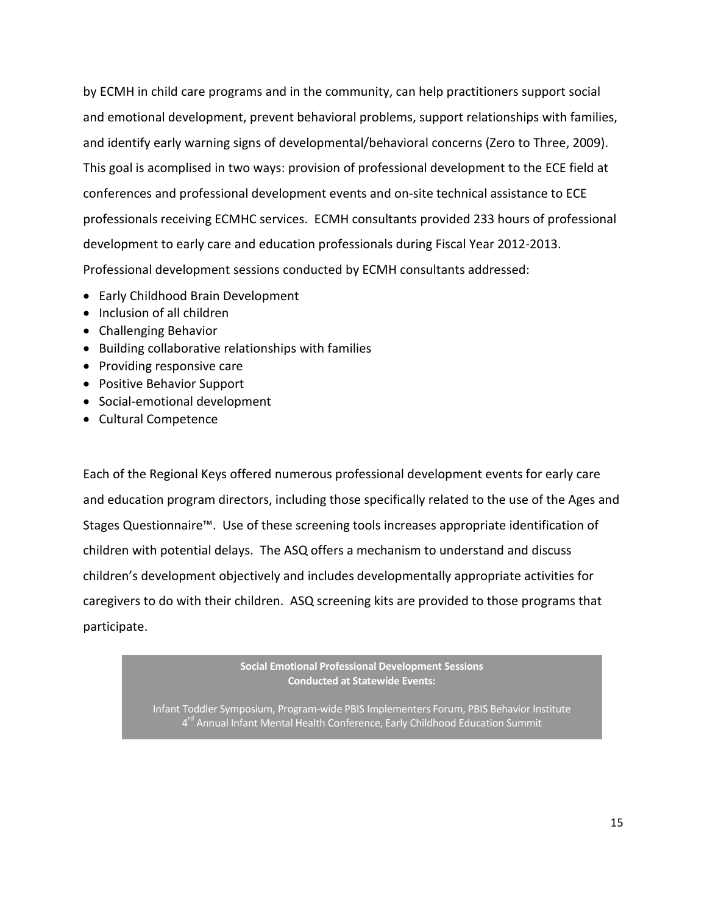by ECMH in child care programs and in the community, can help practitioners support social and emotional development, prevent behavioral problems, support relationships with families, and identify early warning signs of developmental/behavioral concerns (Zero to Three, 2009). This goal is acomplised in two ways: provision of professional development to the ECE field at conferences and professional development events and on-site technical assistance to ECE professionals receiving ECMHC services. ECMH consultants provided 233 hours of professional development to early care and education professionals during Fiscal Year 2012-2013. Professional development sessions conducted by ECMH consultants addressed:

- Early Childhood Brain Development
- Inclusion of all children
- Challenging Behavior
- Building collaborative relationships with families
- Providing responsive care
- Positive Behavior Support
- Social-emotional development
- Cultural Competence

Each of the Regional Keys offered numerous professional development events for early care and education program directors, including those specifically related to the use of the Ages and Stages Questionnaire™. Use of these screening tools increases appropriate identification of children with potential delays. The ASQ offers a mechanism to understand and discuss children's development objectively and includes developmentally appropriate activities for caregivers to do with their children. ASQ screening kits are provided to those programs that participate.

**Social Emotional Professional Development Sessions Conducted at Statewide Events:**

Infant Toddler Symposium, Program-wide PBIS Implementers Forum, PBIS Behavior Institute 4th Annual Infant Mental Health Conference, Early Childhood Education Summit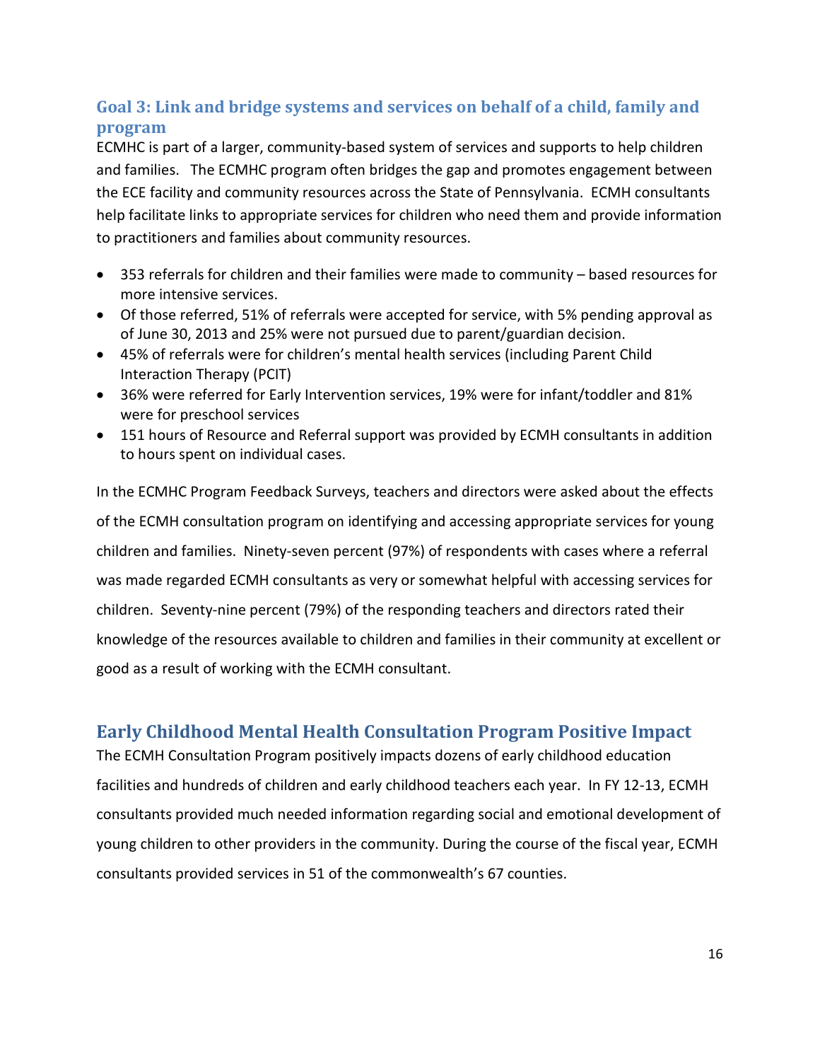## Goal 3: Link and bridge systems and services on behalf of a child, family and program

ECMHC is part of a larger, community-based system of services and supports to help children and families. The ECMHC program often bridges the gap and promotes engagement between the ECE facility and community resources across the State of Pennsylvania. ECMH consultants help facilitate links to appropriate services for children who need them and provide information to practitioners and families about community resources.

- 353 referrals for children and their families were made to community – based resources for more intensive services.
- Of those referred, 51% of referrals were accepted for service, with 5% pending approval as of June 30, 2013 and 25% were not pursued due to parent/guardian decision.
- 45% of referrals were for children's mental health services (including Parent Child Interaction Therapy (PCIT)
- 36% were referred for Early Intervention services, 19% were for infant/toddler and 81% were for preschool services
- 151 hours of Resource and Referral support was provided by ECMH consultants in addition to hours spent on individual cases.

In the ECMHC Program Feedback Surveys, teachers and directors were asked about the effects of the ECMH consultation program on identifying and accessing appropriate services for young children and families. Ninety-seven percent (97%) of respondents with cases where a referral was made regarded ECMH consultants as very or somewhat helpful with accessing services for children. Seventy-nine percent (79%) of the responding teachers and directors rated their knowledge of the resources available to children and families in their community at excellent or good as a result of working with the ECMH consultant.

## Early Childhood Mental Health Consultation Program Positive Impact

The ECMH Consultation Program positively impacts dozens of early childhood education facilities and hundreds of children and early childhood teachers each year. In FY 12-13, ECMH consultants provided much needed information regarding social and emotional development of young children to other providers in the community. During the course of the fiscal year, ECMH consultants provided services in 51 of the commonwealth's 67 counties.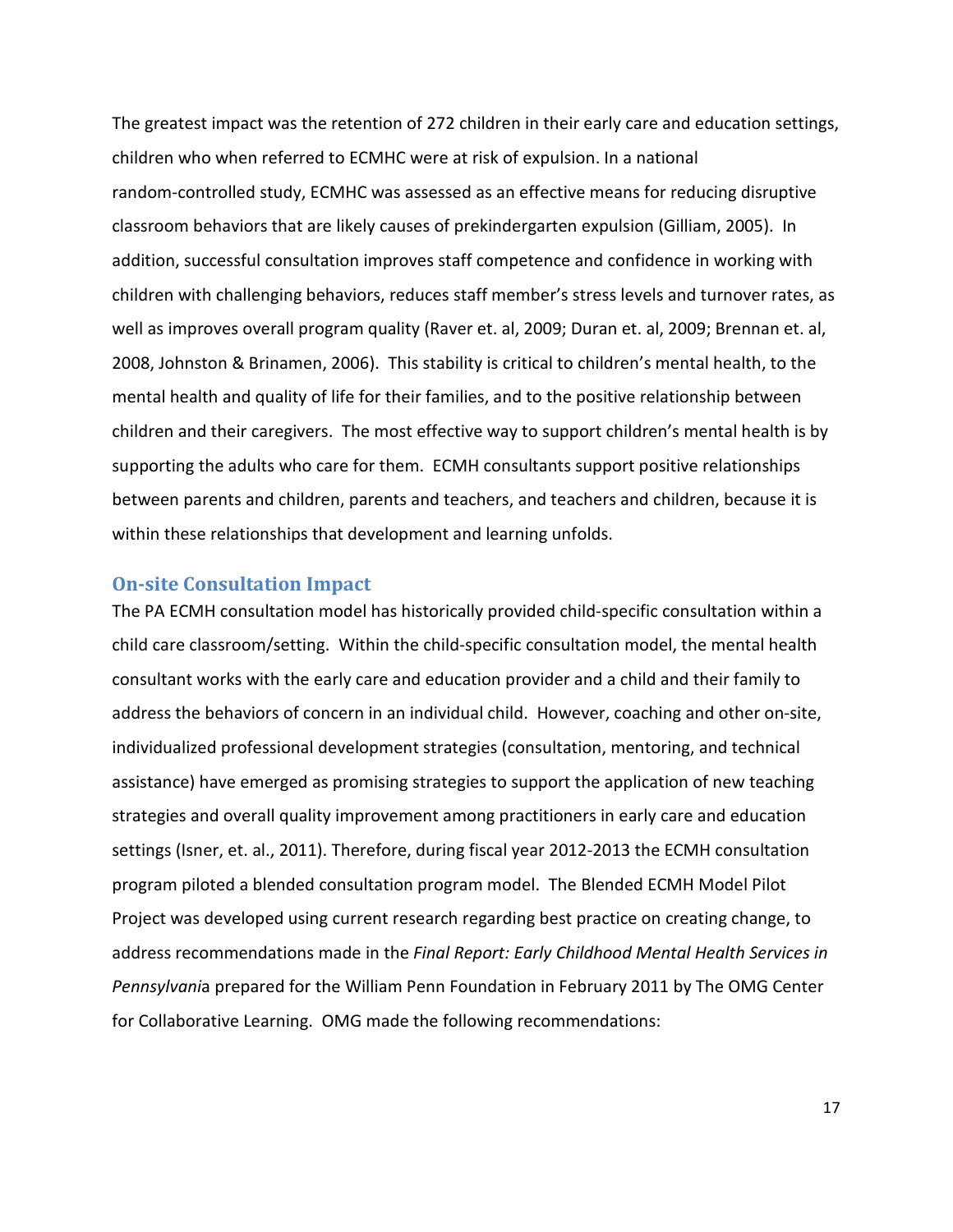The greatest impact was the retention of 272 children in their early care and education settings, children who when referred to ECMHC were at risk of expulsion. In a national random-controlled study, ECMHC was assessed as an effective means for reducing disruptive classroom behaviors that are likely causes of prekindergarten expulsion (Gilliam, 2005). In addition, successful consultation improves staff competence and confidence in working with children with challenging behaviors, reduces staff member's stress levels and turnover rates, as well as improves overall program quality (Raver et. al, 2009; Duran et. al, 2009; Brennan et. al, 2008, Johnston & Brinamen, 2006). This stability is critical to children's mental health, to the mental health and quality of life for their families, and to the positive relationship between children and their caregivers. The most effective way to support children's mental health is by supporting the adults who care for them. ECMH consultants support positive relationships between parents and children, parents and teachers, and teachers and children, because it is within these relationships that development and learning unfolds.

## On-site Consultation Impact

The PA ECMH consultation model has historically provided child-specific consultation within a child care classroom/setting. Within the child-specific consultation model, the mental health consultant works with the early care and education provider and a child and their family to address the behaviors of concern in an individual child. However, coaching and other on-site, individualized professional development strategies (consultation, mentoring, and technical assistance) have emerged as promising strategies to support the application of new teaching strategies and overall quality improvement among practitioners in early care and education settings (Isner, et. al., 2011). Therefore, during fiscal year 2012-2013 the ECMH consultation program piloted a blended consultation program model. The Blended ECMH Model Pilot Project was developed using current research regarding best practice on creating change, to address recommendations made in the *Final Report: Early Childhood Mental Health Services in Pennsylvania* prepared for the William Penn Foundation in February 2011 by The OMG Center for Collaborative Learning. OMG made the following recommendations: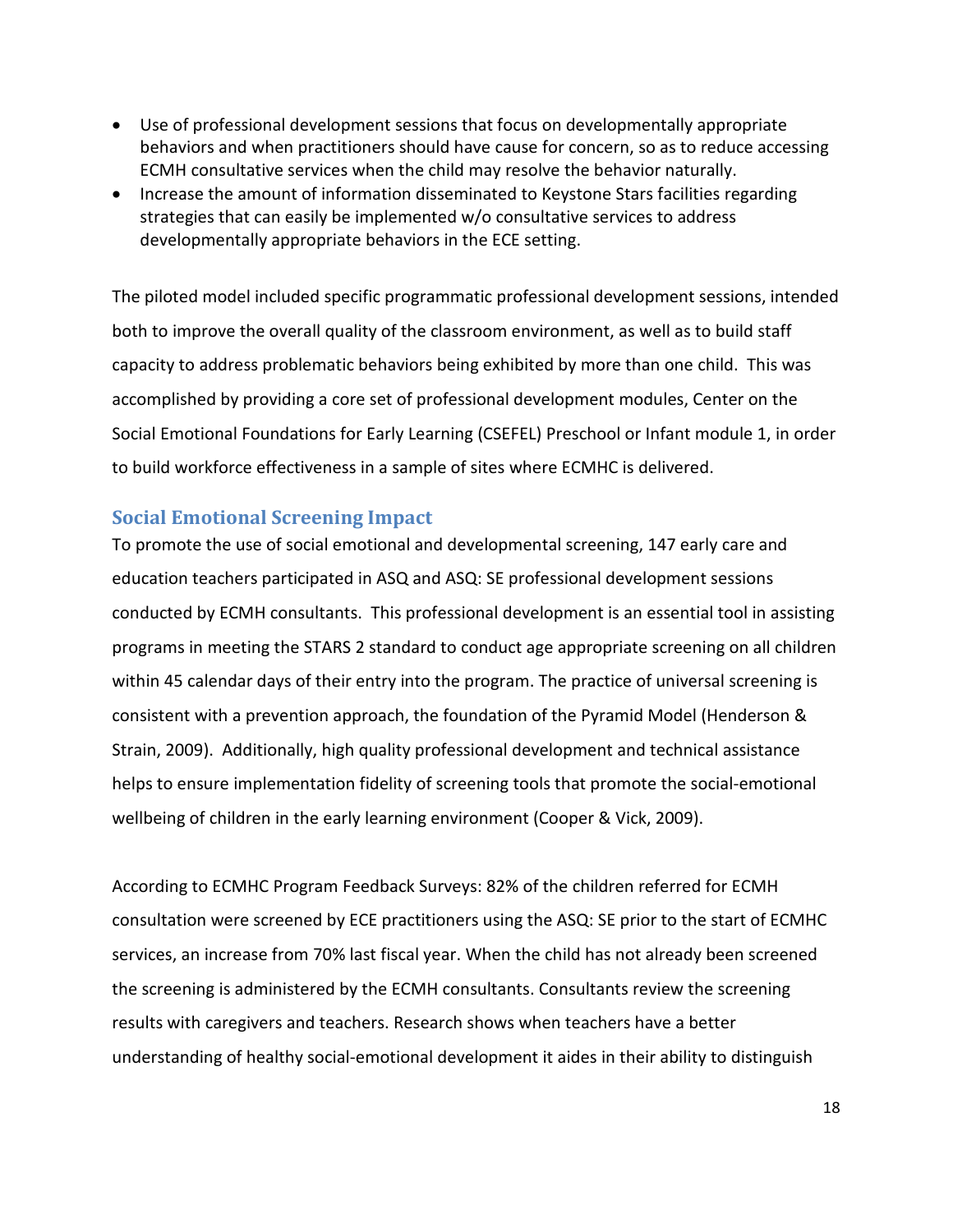- Use of professional development sessions that focus on developmentally appropriate behaviors and when practitioners should have cause for concern, so as to reduce accessing ECMH consultative services when the child may resolve the behavior naturally.
- Increase the amount of information disseminated to Keystone Stars facilities regarding strategies that can easily be implemented w/o consultative services to address developmentally appropriate behaviors in the ECE setting.

The piloted model included specific programmatic professional development sessions, intended both to improve the overall quality of the classroom environment, as well as to build staff capacity to address problematic behaviors being exhibited by more than one child. This was accomplished by providing a core set of professional development modules, Center on the Social Emotional Foundations for Early Learning (CSEFEL) Preschool or Infant module 1, in order to build workforce effectiveness in a sample of sites where ECMHC is delivered.

## Social Emotional Screening Impact

To promote the use of social emotional and developmental screening, 147 early care and education teachers participated in ASQ and ASQ: SE professional development sessions conducted by ECMH consultants. This professional development is an essential tool in assisting programs in meeting the STARS 2 standard to conduct age appropriate screening on all children within 45 calendar days of their entry into the program. The practice of universal screening is consistent with a prevention approach, the foundation of the Pyramid Model (Henderson & Strain, 2009). Additionally, high quality professional development and technical assistance helps to ensure implementation fidelity of screening tools that promote the social-emotional wellbeing of children in the early learning environment (Cooper & Vick, 2009).

According to ECMHC Program Feedback Surveys: 82% of the children referred for ECMH consultation were screened by ECE practitioners using the ASQ: SE prior to the start of ECMHC services, an increase from 70% last fiscal year. When the child has not already been screened the screening is administered by the ECMH consultants. Consultants review the screening results with caregivers and teachers. Research shows when teachers have a better understanding of healthy social-emotional development it aides in their ability to distinguish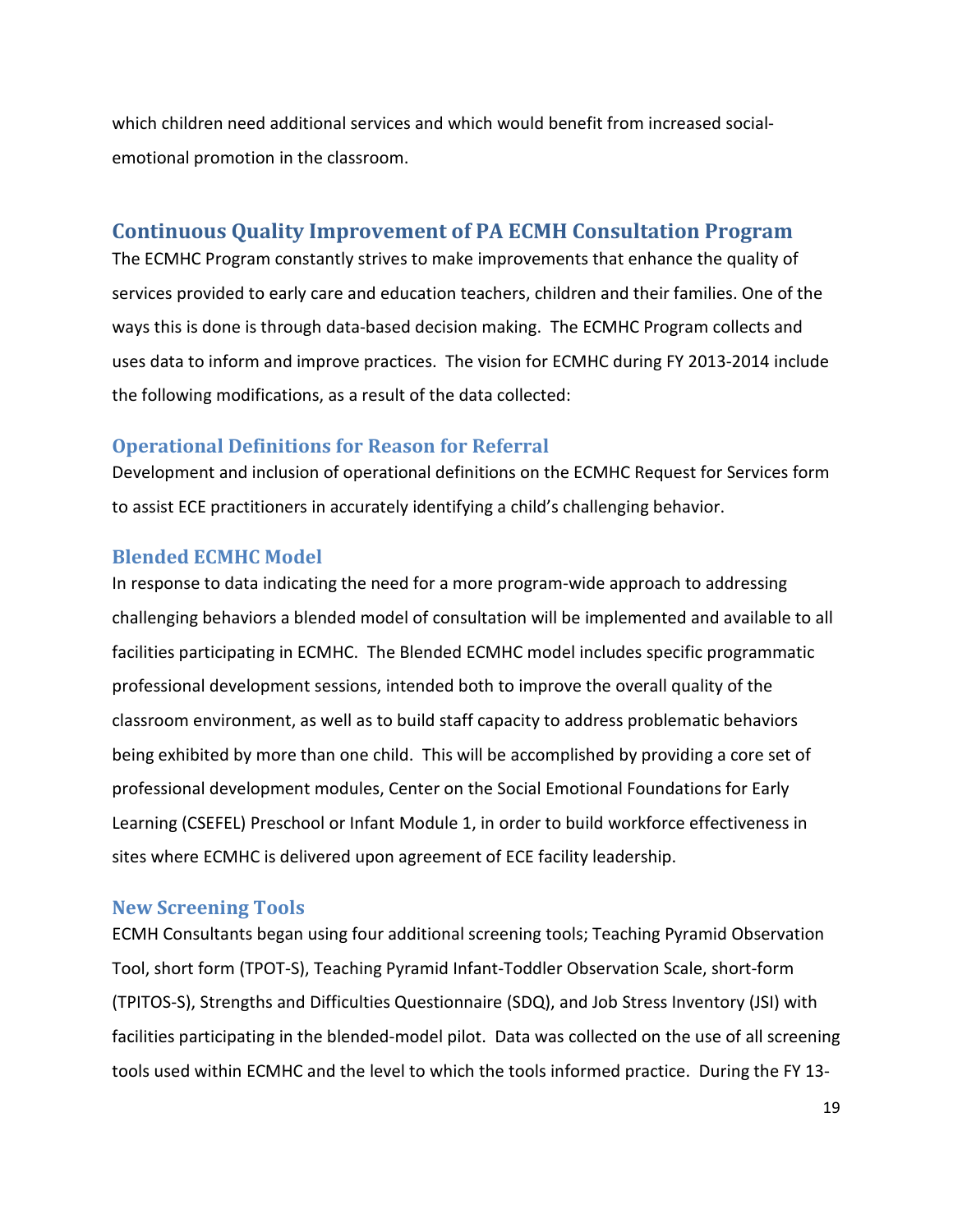which children need additional services and which would benefit from increased social-emotional promotion in the classroom.

## Continuous Quality Improvement of PA ECMH Consultation Program

The ECMHC Program constantly strives to make improvements that enhance the quality of services provided to early care and education teachers, children and their families. One of the ways this is done is through data-based decision making. The ECMHC Program collects and uses data to inform and improve practices. The vision for ECMHC during FY 2013-2014 include the following modifications, as a result of the data collected:

### Operational Definitions for Reason for Referral

Development and inclusion of operational definitions on the ECMHC Request for Services form to assist ECE practitioners in accurately identifying a child's challenging behavior.

### Blended ECMHC Model

In response to data indicating the need for a more program-wide approach to addressing challenging behaviors a blended model of consultation will be implemented and available to all facilities participating in ECMHC. The Blended ECMHC model includes specific programmatic professional development sessions, intended both to improve the overall quality of the classroom environment, as well as to build staff capacity to address problematic behaviors being exhibited by more than one child. This will be accomplished by providing a core set of professional development modules, Center on the Social Emotional Foundations for Early Learning (CSEFEL) Preschool or Infant Module 1, in order to build workforce effectiveness in sites where ECMHC is delivered upon agreement of ECE facility leadership.

### New Screening Tools

ECMH Consultants began using four additional screening tools; Teaching Pyramid Observation Tool, short form (TPOT-S), Teaching Pyramid Infant-Toddler Observation Scale, short-form (TPITOS-S), Strengths and Difficulties Questionnaire (SDQ), and Job Stress Inventory (JSI) with facilities participating in the blended-model pilot. Data was collected on the use of all screening tools used within ECMHC and the level to which the tools informed practice. During the FY 13-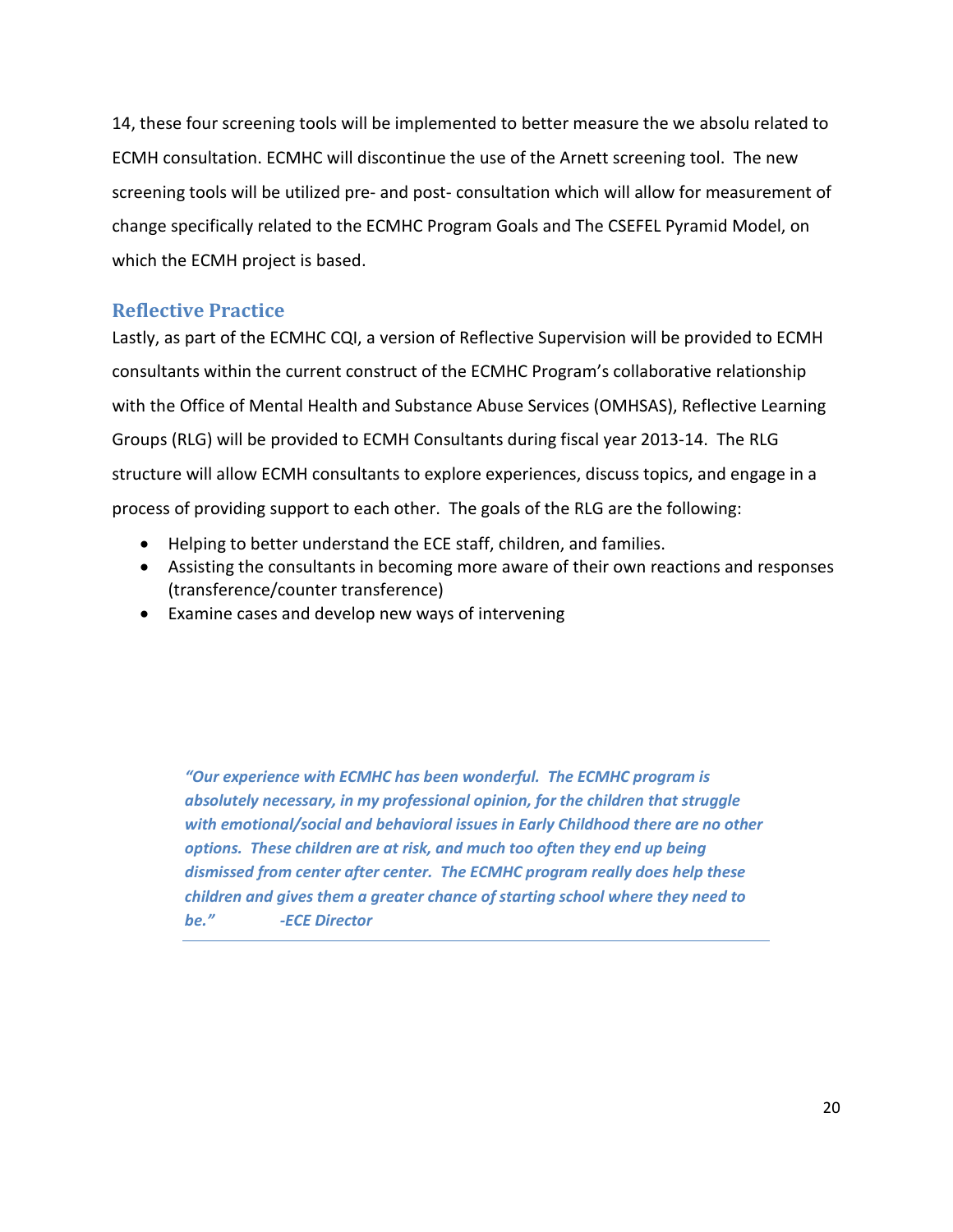14, these four screening tools will be implemented to better measure the we absolu related to ECMH consultation. ECMHC will discontinue the use of the Arnett screening tool. The new screening tools will be utilized pre- and post- consultation which will allow for measurement of change specifically related to the ECMHC Program Goals and The CSEFEL Pyramid Model, on which the ECMH project is based.

## Reflective Practice

Lastly, as part of the ECMHC CQI, a version of Reflective Supervision will be provided to ECMH consultants within the current construct of the ECMHC Program's collaborative relationship with the Office of Mental Health and Substance Abuse Services (OMHSAS), Reflective Learning Groups (RLG) will be provided to ECMH Consultants during fiscal year 2013-14. The RLG structure will allow ECMH consultants to explore experiences, discuss topics, and engage in a process of providing support to each other. The goals of the RLG are the following:

- Helping to better understand the ECE staff, children, and families.
- Assisting the consultants in becoming more aware of their own reactions and responses (transference/counter transference)
- Examine cases and develop new ways of intervening

> ***"Our experience with ECMHC has been wonderful. The ECMHC program is absolutely necessary, in my professional opinion, for the children that struggle with emotional/social and behavioral issues in Early Childhood there are no other options. These children are at risk, and much too often they end up being dismissed from center after center. The ECMHC program really does help these children and gives them a greater chance of starting school where they need to be."*** ***-ECE Director***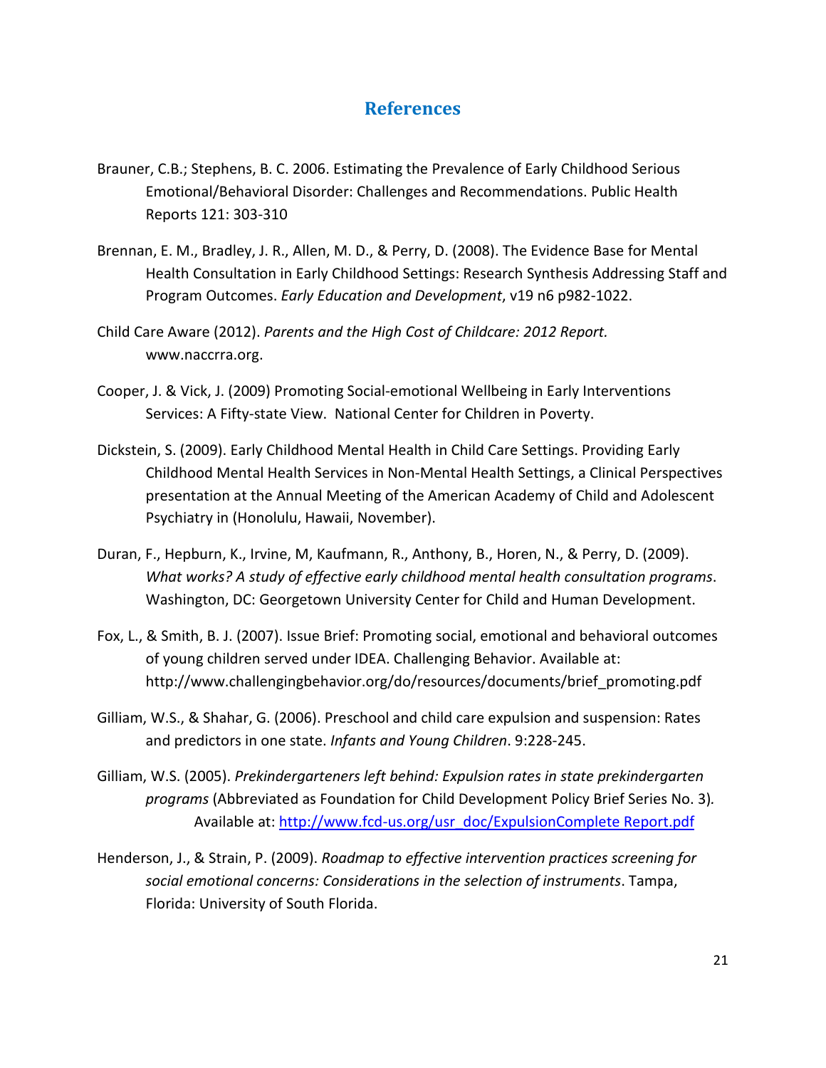# References

Brauner, C.B.; Stephens, B. C. 2006. Estimating the Prevalence of Early Childhood Serious Emotional/Behavioral Disorder: Challenges and Recommendations. Public Health Reports 121: 303-310

Brennan, E. M., Bradley, J. R., Allen, M. D., & Perry, D. (2008). The Evidence Base for Mental Health Consultation in Early Childhood Settings: Research Synthesis Addressing Staff and Program Outcomes. *Early Education and Development*, v19 n6 p982-1022.

Child Care Aware (2012). *Parents and the High Cost of Childcare: 2012 Report.* www.naccrra.org.

Cooper, J. & Vick, J. (2009) Promoting Social-emotional Wellbeing in Early Interventions Services: A Fifty-state View. National Center for Children in Poverty.

Dickstein, S. (2009). Early Childhood Mental Health in Child Care Settings. Providing Early Childhood Mental Health Services in Non-Mental Health Settings, a Clinical Perspectives presentation at the Annual Meeting of the American Academy of Child and Adolescent Psychiatry in (Honolulu, Hawaii, November).

Duran, F., Hepburn, K., Irvine, M, Kaufmann, R., Anthony, B., Horen, N., & Perry, D. (2009). *What works? A study of effective early childhood mental health consultation programs*. Washington, DC: Georgetown University Center for Child and Human Development.

Fox, L., & Smith, B. J. (2007). Issue Brief: Promoting social, emotional and behavioral outcomes of young children served under IDEA. Challenging Behavior. Available at: http://www.challengingbehavior.org/do/resources/documents/brief_promoting.pdf

Gilliam, W.S., & Shahar, G. (2006). Preschool and child care expulsion and suspension: Rates and predictors in one state. *Infants and Young Children*. 9:228-245.

Gilliam, W.S. (2005). *Prekindergarteners left behind: Expulsion rates in state prekindergarten programs* (Abbreviated as Foundation for Child Development Policy Brief Series No. 3). Available at: http://www.fcd-us.org/usr_doc/ExpulsionComplete Report.pdf

Henderson, J., & Strain, P. (2009). *Roadmap to effective intervention practices screening for social emotional concerns: Considerations in the selection of instruments*. Tampa, Florida: University of South Florida.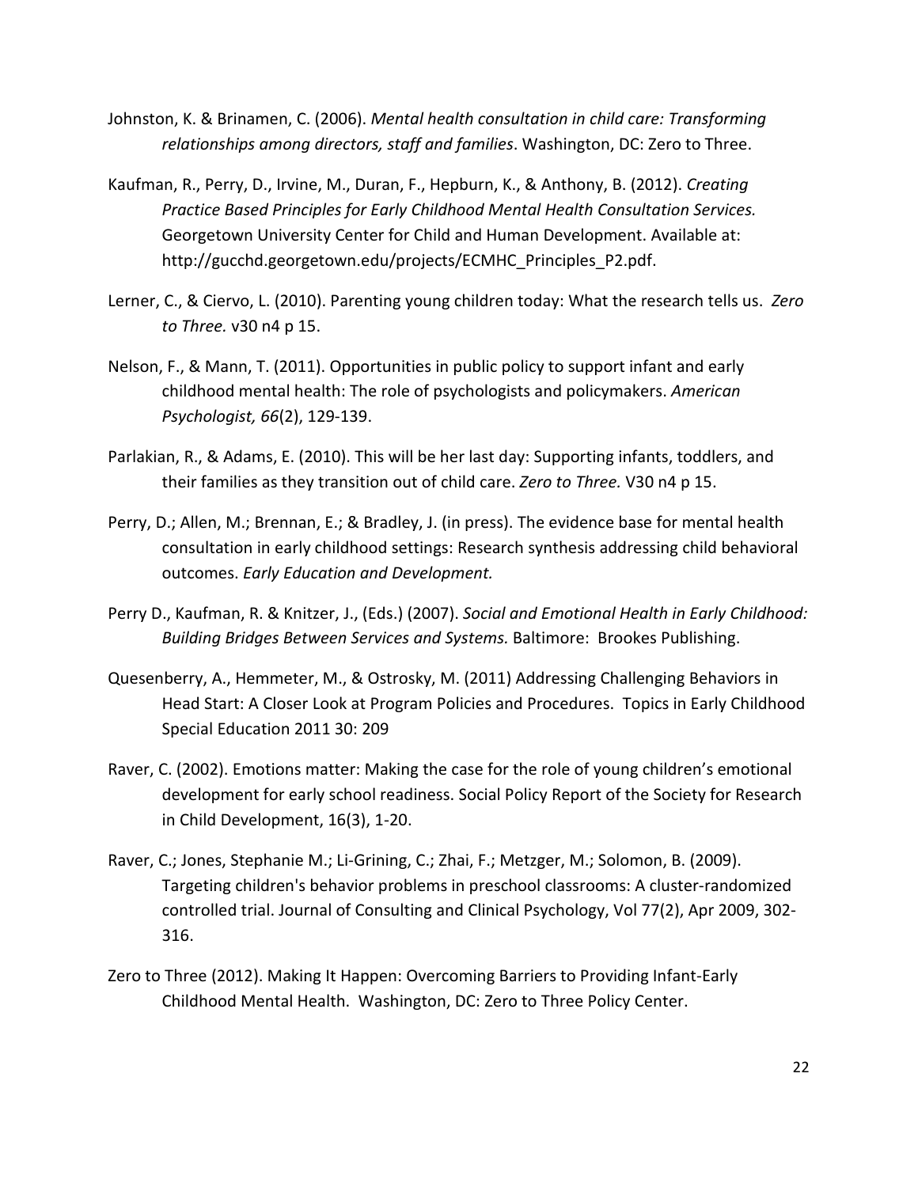Johnston, K. & Brinamen, C. (2006). *Mental health consultation in child care: Transforming relationships among directors, staff and families*. Washington, DC: Zero to Three.

Kaufman, R., Perry, D., Irvine, M., Duran, F., Hepburn, K., & Anthony, B. (2012). *Creating Practice Based Principles for Early Childhood Mental Health Consultation Services.* Georgetown University Center for Child and Human Development. Available at: http://gucchd.georgetown.edu/projects/ECMHC_Principles_P2.pdf.

Lerner, C., & Ciervo, L. (2010). Parenting young children today: What the research tells us. *Zero to Three.* v30 n4 p 15.

Nelson, F., & Mann, T. (2011). Opportunities in public policy to support infant and early childhood mental health: The role of psychologists and policymakers. *American Psychologist, 66*(2), 129-139.

Parlakian, R., & Adams, E. (2010). This will be her last day: Supporting infants, toddlers, and their families as they transition out of child care. *Zero to Three.* V30 n4 p 15.

Perry, D.; Allen, M.; Brennan, E.; & Bradley, J. (in press). The evidence base for mental health consultation in early childhood settings: Research synthesis addressing child behavioral outcomes. *Early Education and Development.*

Perry D., Kaufman, R. & Knitzer, J., (Eds.) (2007). *Social and Emotional Health in Early Childhood: Building Bridges Between Services and Systems.* Baltimore: Brookes Publishing.

Quesenberry, A., Hemmeter, M., & Ostrosky, M. (2011) Addressing Challenging Behaviors in Head Start: A Closer Look at Program Policies and Procedures. Topics in Early Childhood Special Education 2011 30: 209

Raver, C. (2002). Emotions matter: Making the case for the role of young children's emotional development for early school readiness. Social Policy Report of the Society for Research in Child Development, 16(3), 1-20.

Raver, C.; Jones, Stephanie M.; Li-Grining, C.; Zhai, F.; Metzger, M.; Solomon, B. (2009). Targeting children's behavior problems in preschool classrooms: A cluster-randomized controlled trial. Journal of Consulting and Clinical Psychology, Vol 77(2), Apr 2009, 302-316.

Zero to Three (2012). Making It Happen: Overcoming Barriers to Providing Infant-Early Childhood Mental Health. Washington, DC: Zero to Three Policy Center.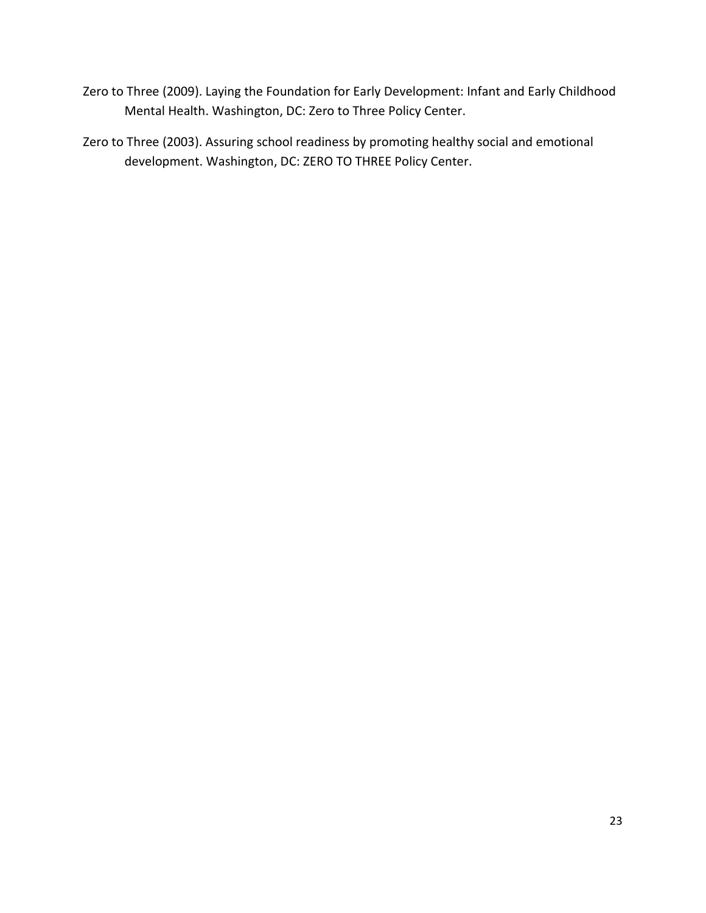Zero to Three (2009). Laying the Foundation for Early Development: Infant and Early Childhood Mental Health. Washington, DC: Zero to Three Policy Center.

Zero to Three (2003). Assuring school readiness by promoting healthy social and emotional development. Washington, DC: ZERO TO THREE Policy Center.